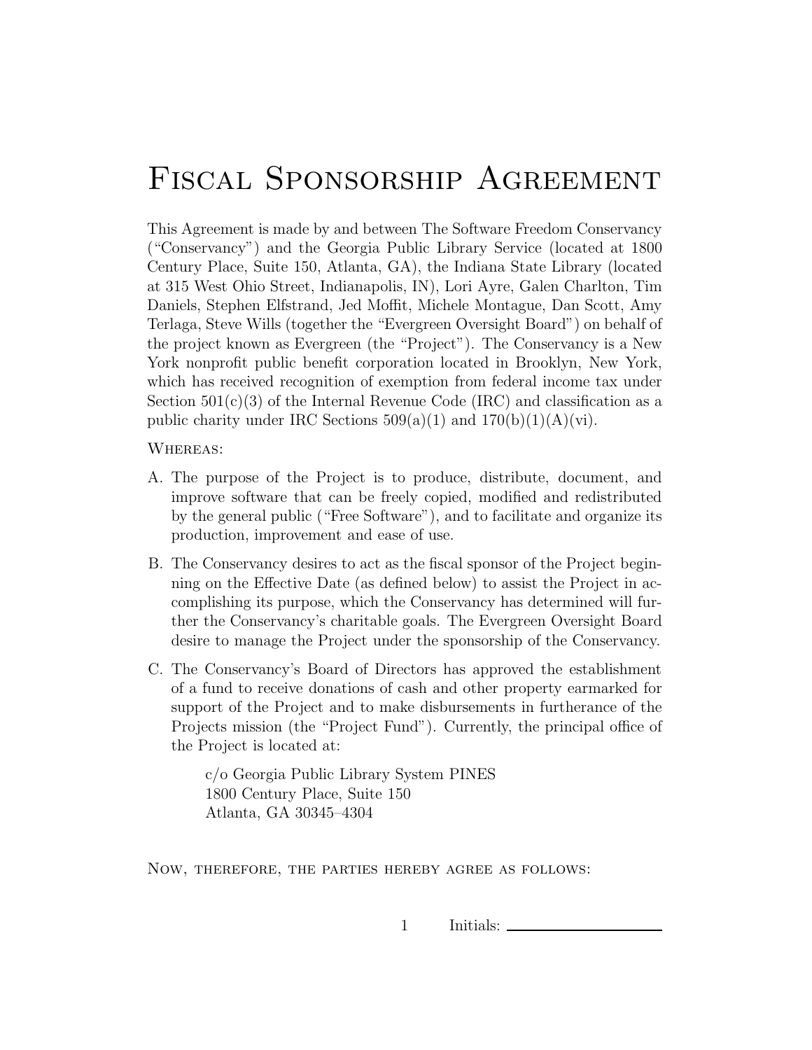# Fiscal Sponsorship Agreement

This Agreement is made by and between The Software Freedom Conservancy ("Conservancy") and the Georgia Public Library Service (located at 1800 Century Place, Suite 150, Atlanta, GA), the Indiana State Library (located at 315 West Ohio Street, Indianapolis, IN), Lori Ayre, Galen Charlton, Tim Daniels, Stephen Elfstrand, Jed Moffit, Michele Montague, Dan Scott, Amy Terlaga, Steve Wills (together the "Evergreen Oversight Board") on behalf of the project known as Evergreen (the "Project"). The Conservancy is a New York nonprofit public benefit corporation located in Brooklyn, New York, which has received recognition of exemption from federal income tax under Section 501(c)(3) of the Internal Revenue Code (IRC) and classification as a public charity under IRC Sections 509(a)(1) and 170(b)(1)(A)(vi).

Whereas:

A. The purpose of the Project is to produce, distribute, document, and improve software that can be freely copied, modified and redistributed by the general public ("Free Software"), and to facilitate and organize its production, improvement and ease of use.

B. The Conservancy desires to act as the fiscal sponsor of the Project beginning on the Effective Date (as defined below) to assist the Project in accomplishing its purpose, which the Conservancy has determined will further the Conservancy's charitable goals. The Evergreen Oversight Board desire to manage the Project under the sponsorship of the Conservancy.

C. The Conservancy's Board of Directors has approved the establishment of a fund to receive donations of cash and other property earmarked for support of the Project and to make disbursements in furtherance of the Projects mission (the "Project Fund"). Currently, the principal office of the Project is located at:

> c/o Georgia Public Library System PINES
> 1800 Century Place, Suite 150
> Atlanta, GA 30345–4304

Now, therefore, the parties hereby agree as follows:

Initials: ____________________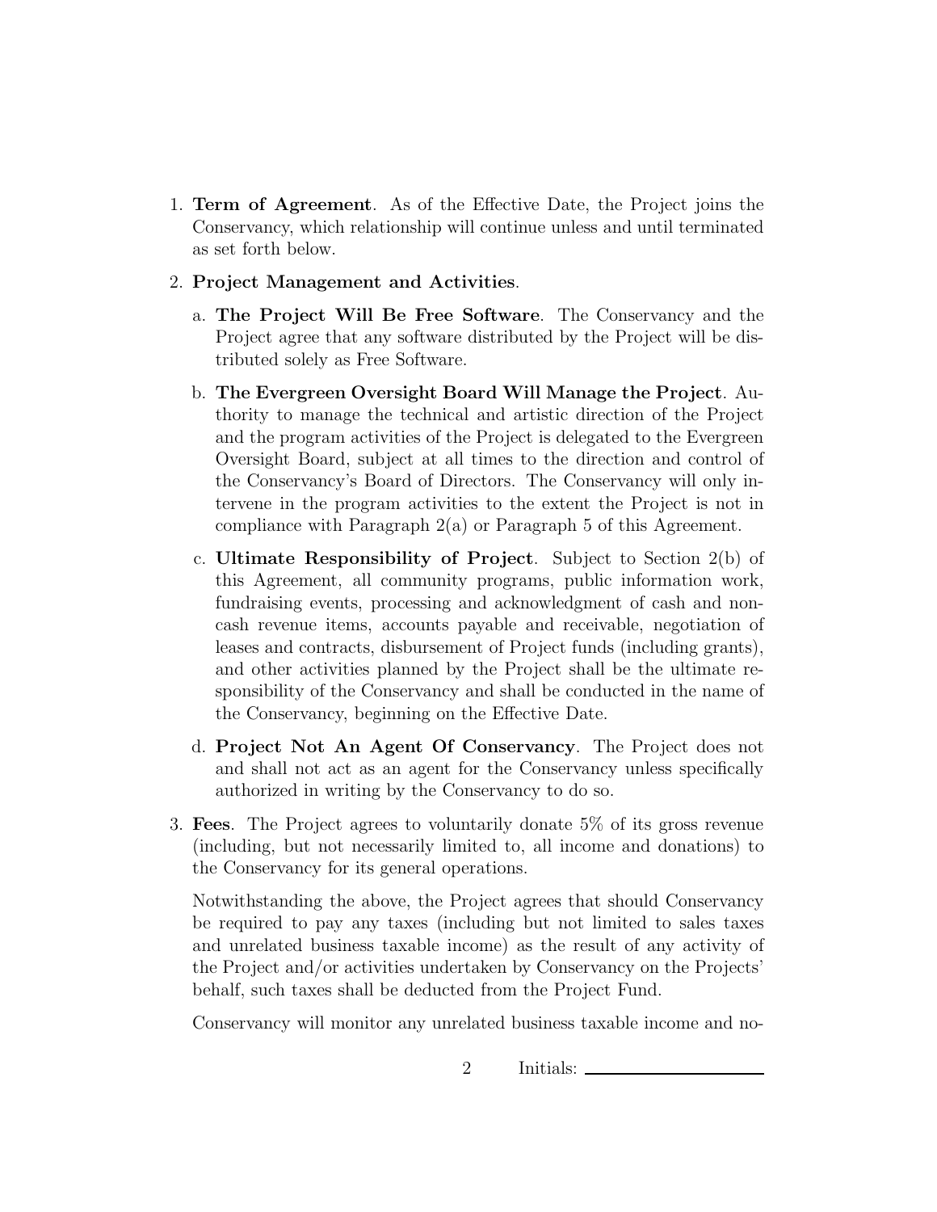1. **Term of Agreement**. As of the Effective Date, the Project joins the Conservancy, which relationship will continue unless and until terminated as set forth below.

2. **Project Management and Activities**.

   a. **The Project Will Be Free Software**. The Conservancy and the Project agree that any software distributed by the Project will be distributed solely as Free Software.

   b. **The Evergreen Oversight Board Will Manage the Project**. Authority to manage the technical and artistic direction of the Project and the program activities of the Project is delegated to the Evergreen Oversight Board, subject at all times to the direction and control of the Conservancy's Board of Directors. The Conservancy will only intervene in the program activities to the extent the Project is not in compliance with Paragraph 2(a) or Paragraph 5 of this Agreement.

   c. **Ultimate Responsibility of Project**. Subject to Section 2(b) of this Agreement, all community programs, public information work, fundraising events, processing and acknowledgment of cash and non-cash revenue items, accounts payable and receivable, negotiation of leases and contracts, disbursement of Project funds (including grants), and other activities planned by the Project shall be the ultimate responsibility of the Conservancy and shall be conducted in the name of the Conservancy, beginning on the Effective Date.

   d. **Project Not An Agent Of Conservancy**. The Project does not and shall not act as an agent for the Conservancy unless specifically authorized in writing by the Conservancy to do so.

3. **Fees**. The Project agrees to voluntarily donate 5% of its gross revenue (including, but not necessarily limited to, all income and donations) to the Conservancy for its general operations.

   Notwithstanding the above, the Project agrees that should Conservancy be required to pay any taxes (including but not limited to sales taxes and unrelated business taxable income) as the result of any activity of the Project and/or activities undertaken by Conservancy on the Projects' behalf, such taxes shall be deducted from the Project Fund.

   Conservancy will monitor any unrelated business taxable income and no-

Initials: ____________________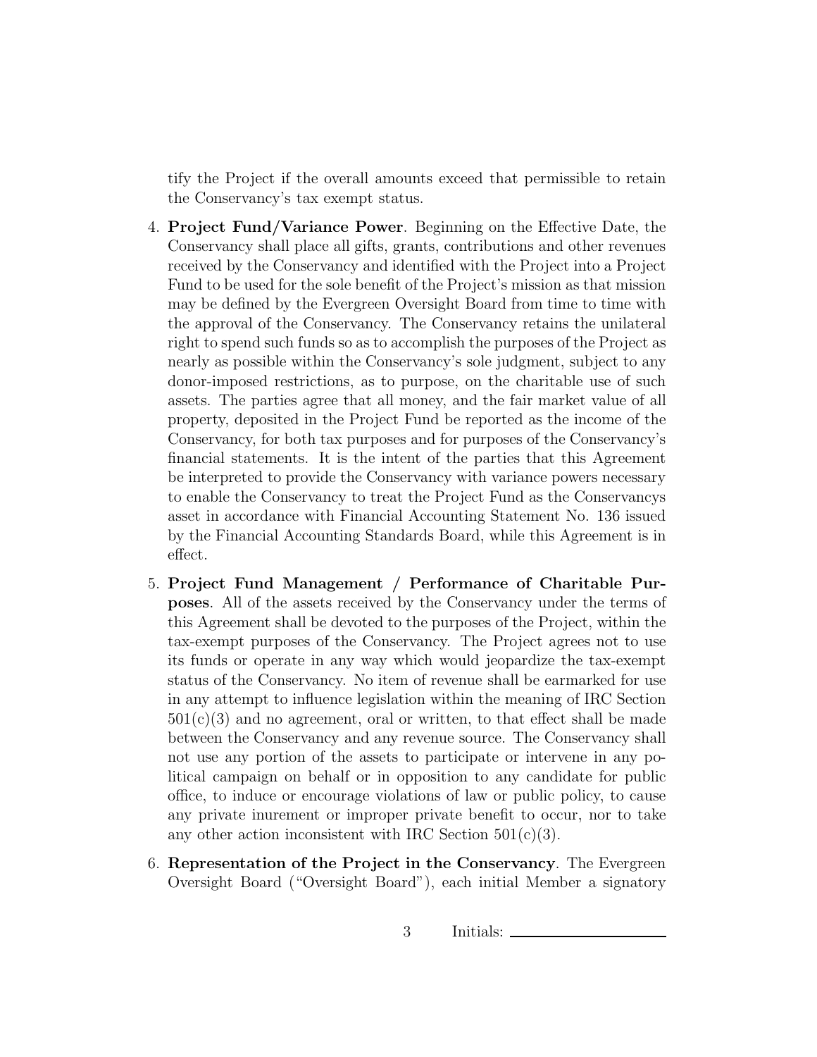tify the Project if the overall amounts exceed that permissible to retain the Conservancy's tax exempt status.

4. **Project Fund/Variance Power**. Beginning on the Effective Date, the Conservancy shall place all gifts, grants, contributions and other revenues received by the Conservancy and identified with the Project into a Project Fund to be used for the sole benefit of the Project's mission as that mission may be defined by the Evergreen Oversight Board from time to time with the approval of the Conservancy. The Conservancy retains the unilateral right to spend such funds so as to accomplish the purposes of the Project as nearly as possible within the Conservancy's sole judgment, subject to any donor-imposed restrictions, as to purpose, on the charitable use of such assets. The parties agree that all money, and the fair market value of all property, deposited in the Project Fund be reported as the income of the Conservancy, for both tax purposes and for purposes of the Conservancy's financial statements. It is the intent of the parties that this Agreement be interpreted to provide the Conservancy with variance powers necessary to enable the Conservancy to treat the Project Fund as the Conservancys asset in accordance with Financial Accounting Statement No. 136 issued by the Financial Accounting Standards Board, while this Agreement is in effect.

5. **Project Fund Management / Performance of Charitable Purposes**. All of the assets received by the Conservancy under the terms of this Agreement shall be devoted to the purposes of the Project, within the tax-exempt purposes of the Conservancy. The Project agrees not to use its funds or operate in any way which would jeopardize the tax-exempt status of the Conservancy. No item of revenue shall be earmarked for use in any attempt to influence legislation within the meaning of IRC Section 501(c)(3) and no agreement, oral or written, to that effect shall be made between the Conservancy and any revenue source. The Conservancy shall not use any portion of the assets to participate or intervene in any political campaign on behalf or in opposition to any candidate for public office, to induce or encourage violations of law or public policy, to cause any private inurement or improper private benefit to occur, nor to take any other action inconsistent with IRC Section 501(c)(3).

6. **Representation of the Project in the Conservancy**. The Evergreen Oversight Board ("Oversight Board"), each initial Member a signatory

Initials: ____________________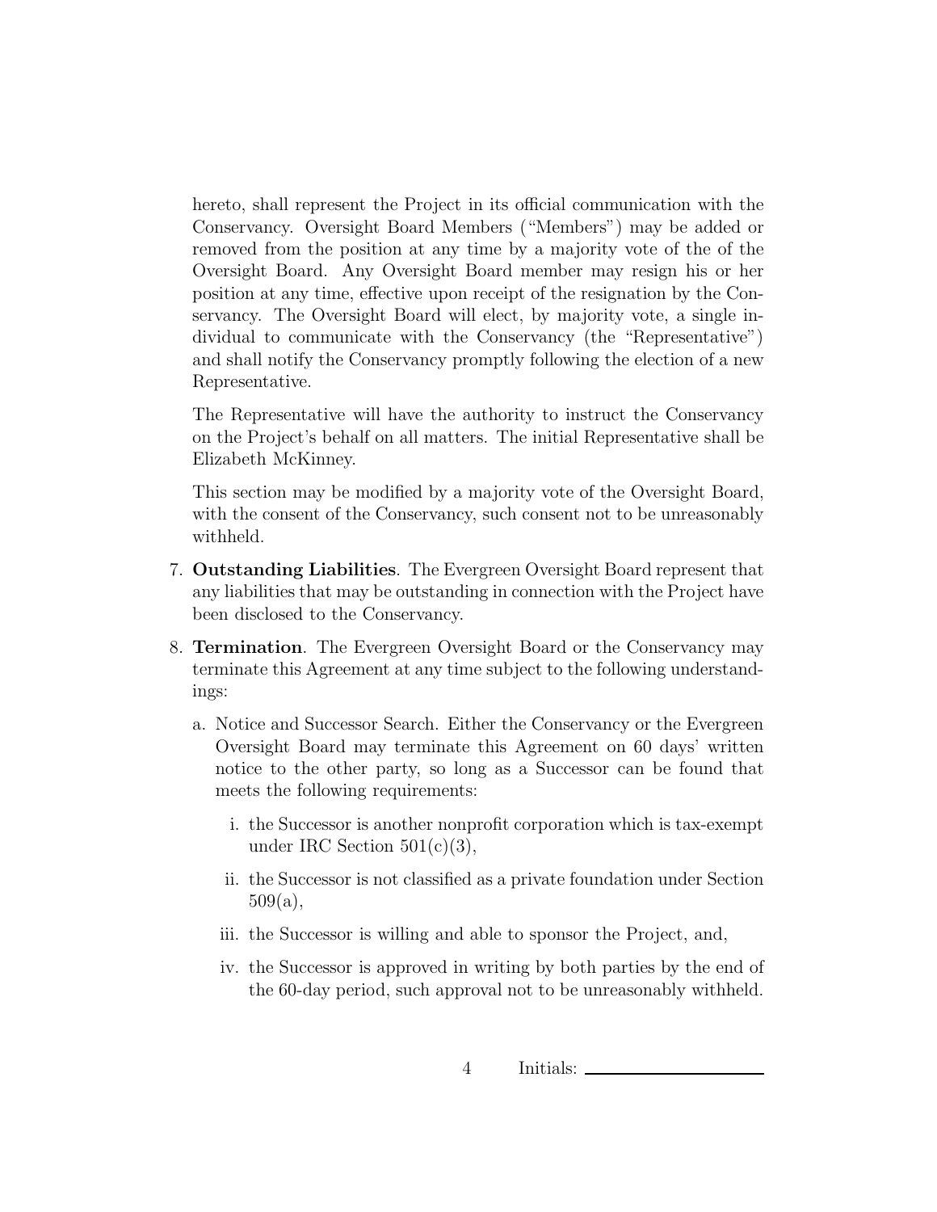hereto, shall represent the Project in its official communication with the Conservancy. Oversight Board Members ("Members") may be added or removed from the position at any time by a majority vote of the of the Oversight Board. Any Oversight Board member may resign his or her position at any time, effective upon receipt of the resignation by the Conservancy. The Oversight Board will elect, by majority vote, a single individual to communicate with the Conservancy (the "Representative") and shall notify the Conservancy promptly following the election of a new Representative.

The Representative will have the authority to instruct the Conservancy on the Project's behalf on all matters. The initial Representative shall be Elizabeth McKinney.

This section may be modified by a majority vote of the Oversight Board, with the consent of the Conservancy, such consent not to be unreasonably withheld.

7. **Outstanding Liabilities**. The Evergreen Oversight Board represent that any liabilities that may be outstanding in connection with the Project have been disclosed to the Conservancy.

8. **Termination**. The Evergreen Oversight Board or the Conservancy may terminate this Agreement at any time subject to the following understandings:

   a. Notice and Successor Search. Either the Conservancy or the Evergreen Oversight Board may terminate this Agreement on 60 days' written notice to the other party, so long as a Successor can be found that meets the following requirements:

      i. the Successor is another nonprofit corporation which is tax-exempt under IRC Section 501(c)(3),

      ii. the Successor is not classified as a private foundation under Section 509(a),

      iii. the Successor is willing and able to sponsor the Project, and,

      iv. the Successor is approved in writing by both parties by the end of the 60-day period, such approval not to be unreasonably withheld.

Initials: ____________________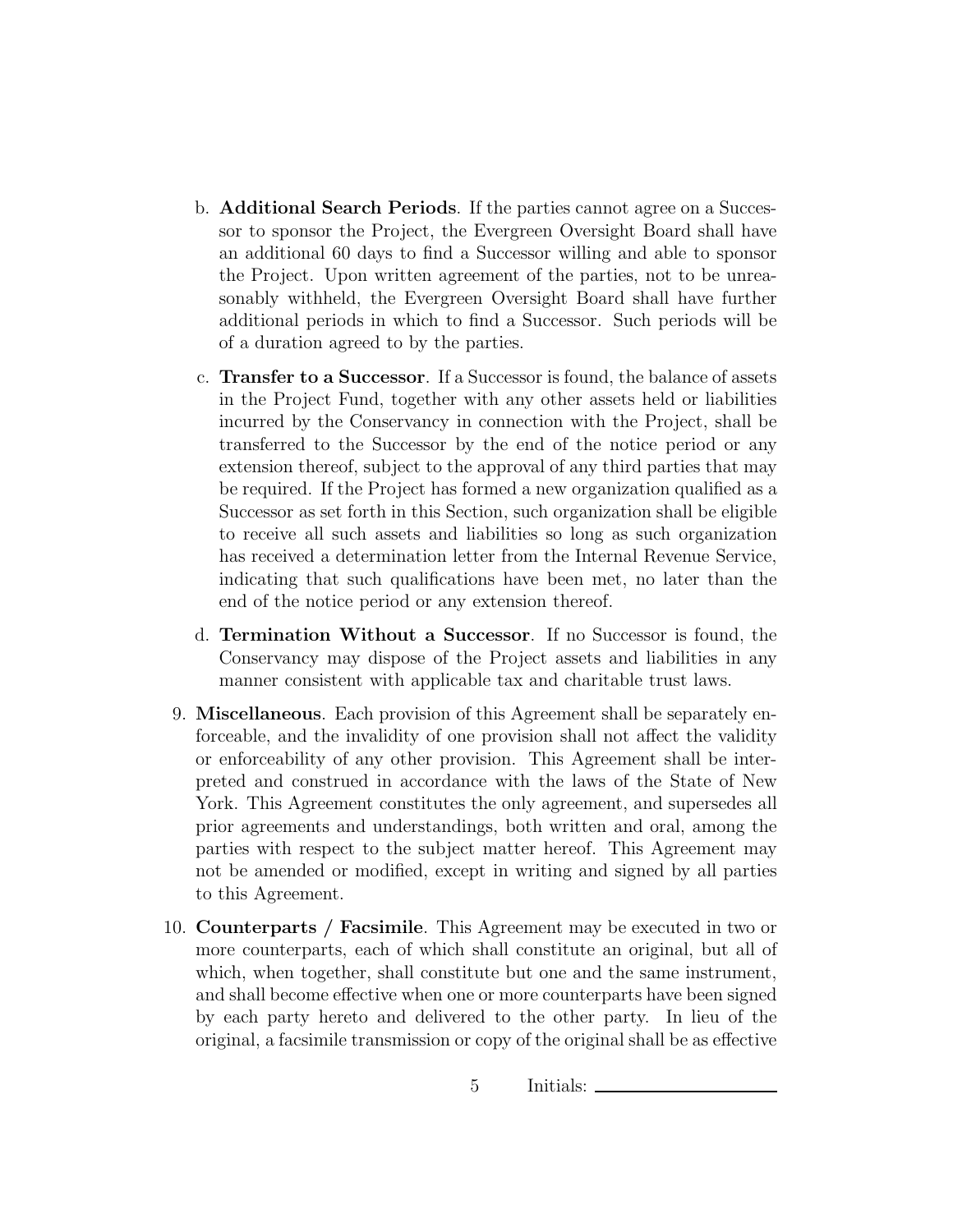b. **Additional Search Periods**. If the parties cannot agree on a Successor to sponsor the Project, the Evergreen Oversight Board shall have an additional 60 days to find a Successor willing and able to sponsor the Project. Upon written agreement of the parties, not to be unreasonably withheld, the Evergreen Oversight Board shall have further additional periods in which to find a Successor. Such periods will be of a duration agreed to by the parties.

c. **Transfer to a Successor**. If a Successor is found, the balance of assets in the Project Fund, together with any other assets held or liabilities incurred by the Conservancy in connection with the Project, shall be transferred to the Successor by the end of the notice period or any extension thereof, subject to the approval of any third parties that may be required. If the Project has formed a new organization qualified as a Successor as set forth in this Section, such organization shall be eligible to receive all such assets and liabilities so long as such organization has received a determination letter from the Internal Revenue Service, indicating that such qualifications have been met, no later than the end of the notice period or any extension thereof.

d. **Termination Without a Successor**. If no Successor is found, the Conservancy may dispose of the Project assets and liabilities in any manner consistent with applicable tax and charitable trust laws.

9. **Miscellaneous**. Each provision of this Agreement shall be separately enforceable, and the invalidity of one provision shall not affect the validity or enforceability of any other provision. This Agreement shall be interpreted and construed in accordance with the laws of the State of New York. This Agreement constitutes the only agreement, and supersedes all prior agreements and understandings, both written and oral, among the parties with respect to the subject matter hereof. This Agreement may not be amended or modified, except in writing and signed by all parties to this Agreement.

10. **Counterparts / Facsimile**. This Agreement may be executed in two or more counterparts, each of which shall constitute an original, but all of which, when together, shall constitute but one and the same instrument, and shall become effective when one or more counterparts have been signed by each party hereto and delivered to the other party. In lieu of the original, a facsimile transmission or copy of the original shall be as effective

Initials: ____________________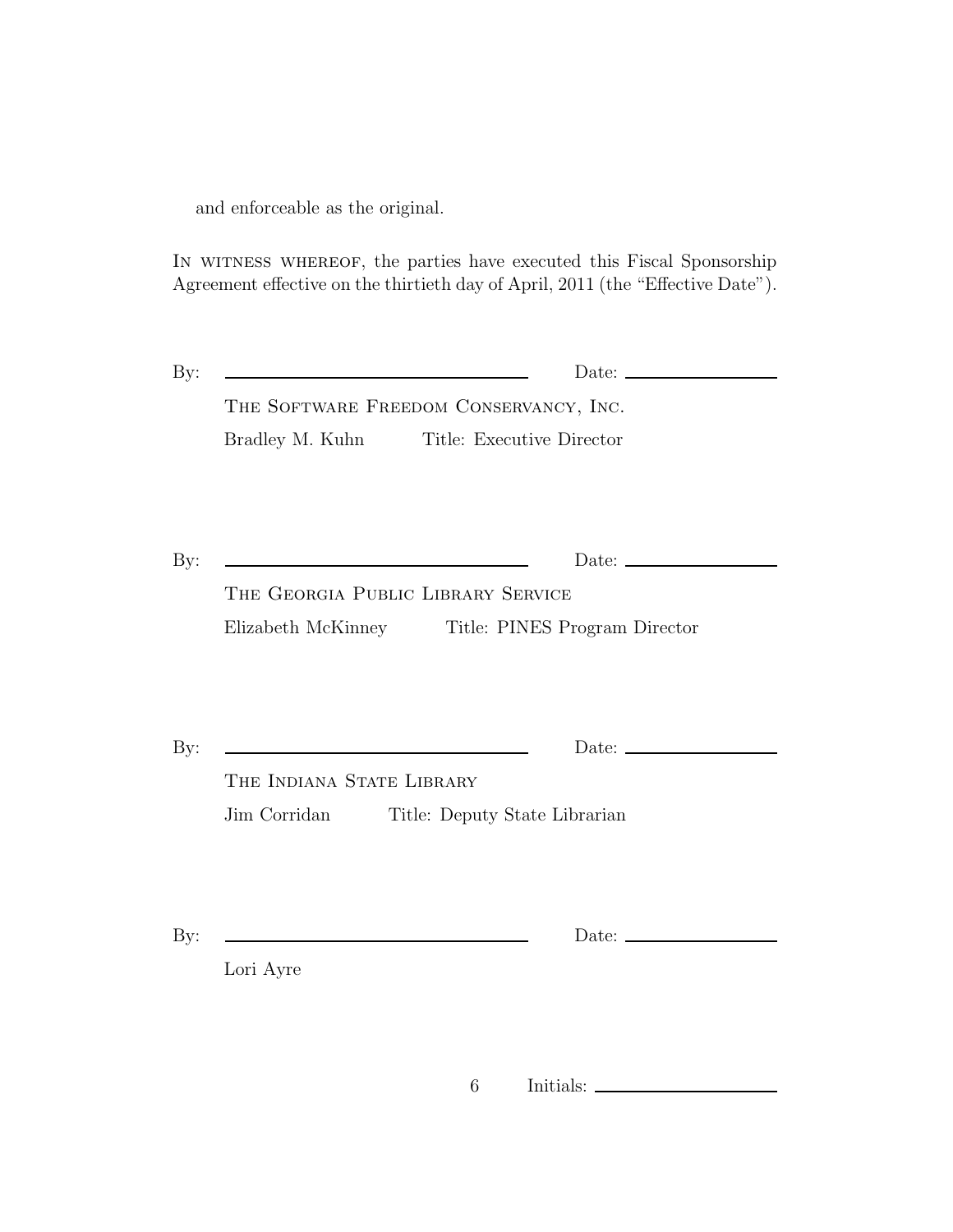and enforceable as the original.

IN WITNESS WHEREOF, the parties have executed this Fiscal Sponsorship Agreement effective on the thirtieth day of April, 2011 (the "Effective Date").

By: ______________________________ Date: ________________

THE SOFTWARE FREEDOM CONSERVANCY, INC.

Bradley M. Kuhn Title: Executive Director

By: ______________________________ Date: ________________

THE GEORGIA PUBLIC LIBRARY SERVICE

Elizabeth McKinney Title: PINES Program Director

By: ______________________________ Date: ________________

THE INDIANA STATE LIBRARY

Jim Corridan Title: Deputy State Librarian

By: ______________________________ Date: ________________

Lori Ayre

Initials: ________________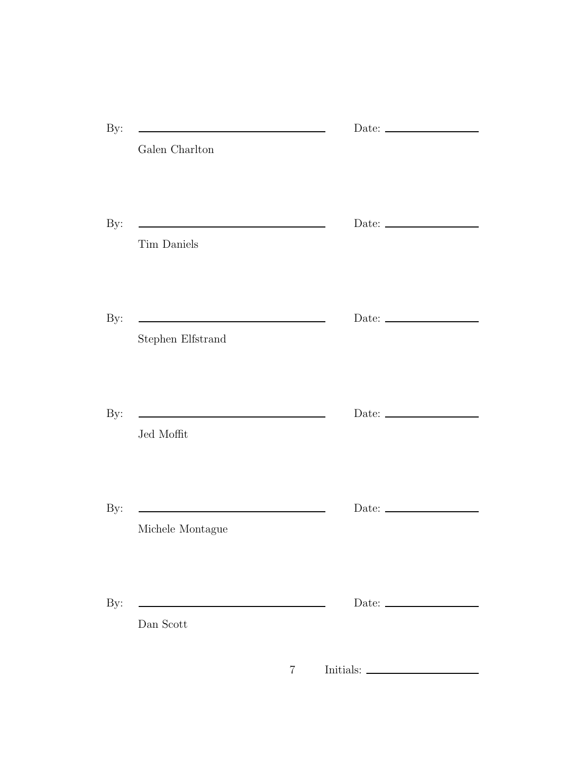By: ______________________________ Date: ____________

Galen Charlton

By: ______________________________ Date: ____________

Tim Daniels

By: ______________________________ Date: ____________

Stephen Elfstrand

By: ______________________________ Date: ____________

Jed Moffit

By: ______________________________ Date: ____________

Michele Montague

By: ______________________________ Date: ____________

Dan Scott

Initials: ____________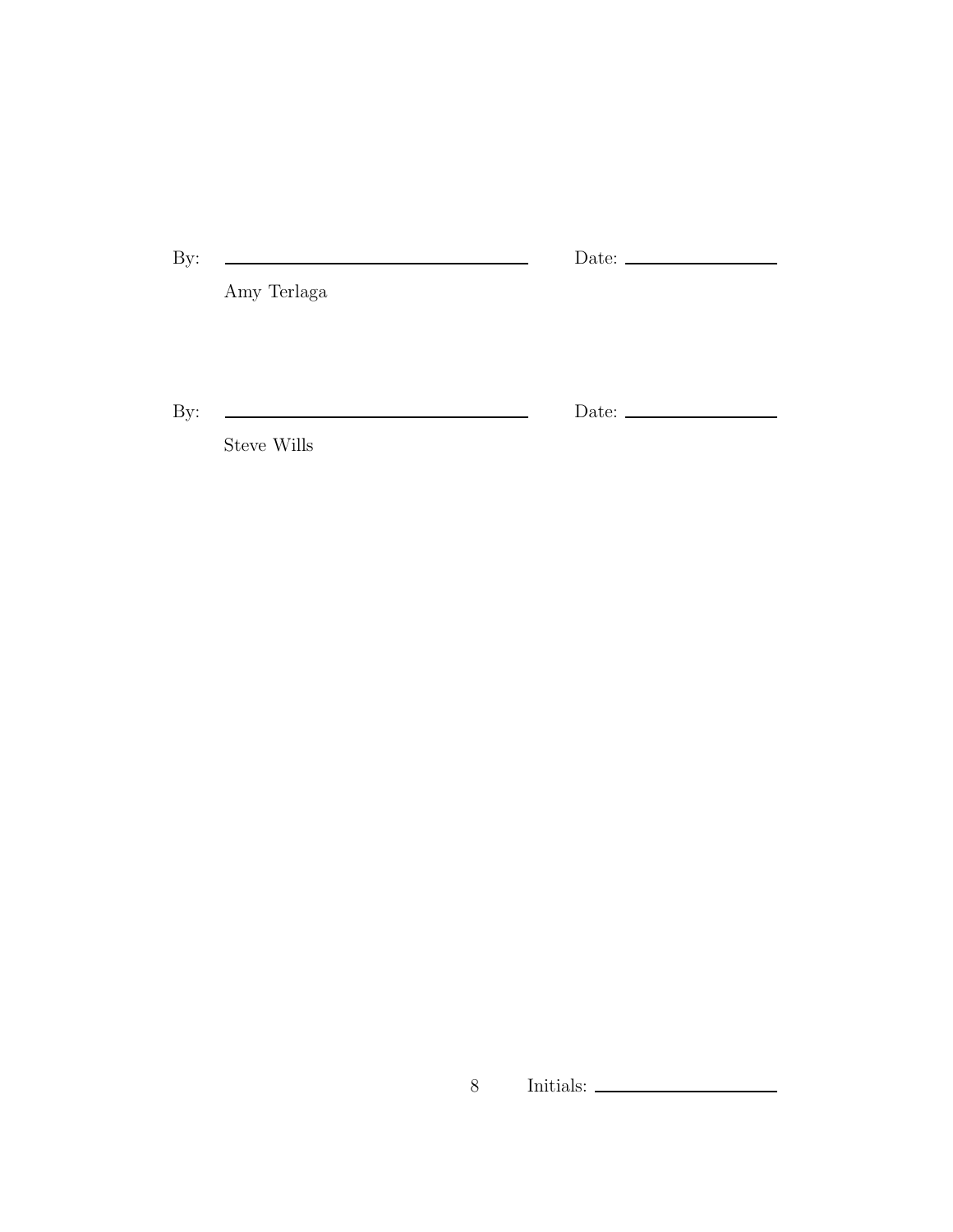By: \_\_\_\_\_\_\_\_\_\_\_\_\_\_\_\_\_\_\_\_\_\_\_\_\_\_\_\_\_\_ Date: \_\_\_\_\_\_\_\_\_\_\_\_\_\_\_

Amy Terlaga

By: \_\_\_\_\_\_\_\_\_\_\_\_\_\_\_\_\_\_\_\_\_\_\_\_\_\_\_\_\_\_ Date: \_\_\_\_\_\_\_\_\_\_\_\_\_\_\_

Steve Wills

Initials: \_\_\_\_\_\_\_\_\_\_\_\_\_\_\_